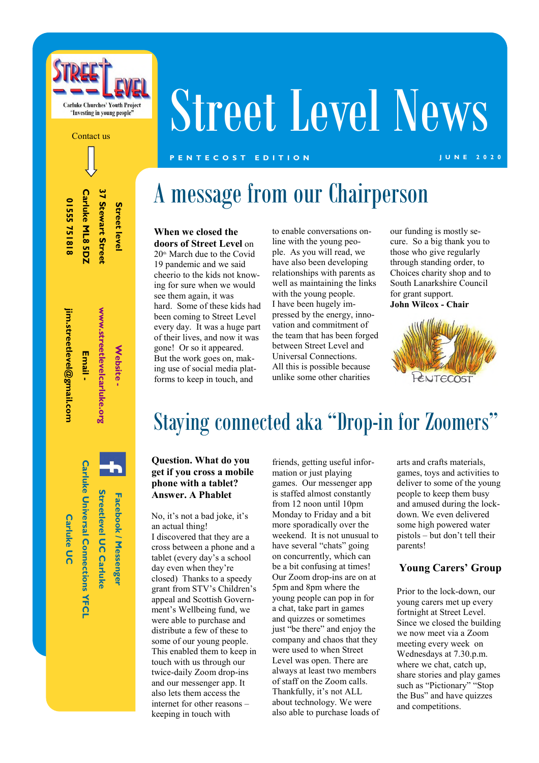Street Level

Carluke Churches' Youth Project
"Investing in young people"

Contact us

**Street level**
**37 Stewart Street**
**Carluke ML8 5DZ**
**01555 751818**

**Website - www.streetlevelcarluke.org**

**Email - jim.streetlevel@gmail.com**

**Facebook / Messenger**
**Streetlevel UC Carluke**
**Carluke Universal Connections YFCL**
**Carluke UC**

# Street Level News

PENTECOST EDITION — JUNE 2020

## A message from our Chairperson

**When we closed the doors of Street Level** on 20th March due to the Covid 19 pandemic and we said cheerio to the kids not knowing for sure when we would see them again, it was hard. Some of these kids had been coming to Street Level every day. It was a huge part of their lives, and now it was gone! Or so it appeared. But the work goes on, making use of social media platforms to keep in touch, and to enable conversations online with the young people. As you will read, we have also been developing relationships with parents as well as maintaining the links with the young people.

I have been hugely impressed by the energy, innovation and commitment of the team that has been forged between Street Level and Universal Connections.

All this is possible because unlike some other charities our funding is mostly secure. So a big thank you to those who give regularly through standing order, to Choices charity shop and to South Lanarkshire Council for grant support.

**John Wilcox - Chair**

## Staying connected aka "Drop-in for Zoomers"

**Question. What do you get if you cross a mobile phone with a tablet? Answer. A Phablet**

No, it's not a bad joke, it's an actual thing!

I discovered that they are a cross between a phone and a tablet (every day's a school day even when they're closed) Thanks to a speedy grant from STV's Children's appeal and Scottish Government's Wellbeing fund, we were able to purchase and distribute a few of these to some of our young people. This enabled them to keep in touch with us through our twice-daily Zoom drop-ins and our messenger app. It also lets them access the internet for other reasons – keeping in touch with friends, getting useful information or just playing games. Our messenger app is staffed almost constantly from 12 noon until 10pm Monday to Friday and a bit more sporadically over the weekend. It is not unusual to have several "chats" going on concurrently, which can be a bit confusing at times! Our Zoom drop-ins are on at 5pm and 8pm where the young people can pop in for a chat, take part in games and quizzes or sometimes just "be there" and enjoy the company and chaos that they were used to when Street Level was open. There are always at least two members of staff on the Zoom calls. Thankfully, it's not ALL about technology. We were also able to purchase loads of arts and crafts materials, games, toys and activities to deliver to some of the young people to keep them busy and amused during the lock-down. We even delivered some high powered water pistols – but don't tell their parents!

### Young Carers' Group

Prior to the lock-down, our young carers met up every fortnight at Street Level. Since we closed the building we now meet via a Zoom meeting every week on Wednesdays at 7.30.p.m. where we chat, catch up, share stories and play games such as "Pictionary" "Stop the Bus" and have quizzes and competitions.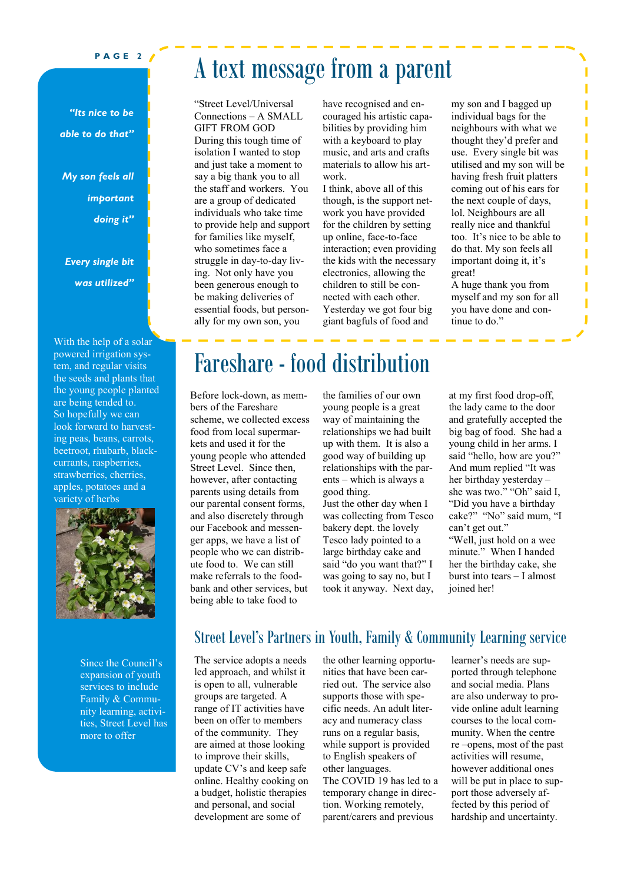*"Its nice to be able to do that"*

*My son feels all important doing it"*

*Every single bit was utilized"*

With the help of a solar powered irrigation system, and regular visits the seeds and plants that the young people planted are being tended to. So hopefully we can look forward to harvesting peas, beans, carrots, beetroot, rhubarb, blackcurrants, raspberries, strawberries, cherries, apples, potatoes and a variety of herbs

Since the Council's expansion of youth services to include Family & Community learning, activities, Street Level has more to offer

# A text message from a parent

"Street Level/Universal Connections – A SMALL GIFT FROM GOD
During this tough time of isolation I wanted to stop and just take a moment to say a big thank you to all the staff and workers. You are a group of dedicated individuals who take time to provide help and support for families like myself, who sometimes face a struggle in day-to-day living. Not only have you been generous enough to be making deliveries of essential foods, but personally for my own son, you have recognised and encouraged his artistic capabilities by providing him with a keyboard to play music, and arts and crafts materials to allow his artwork.
I think, above all of this though, is the support network you have provided for the children by setting up online, face-to-face interaction; even providing the kids with the necessary electronics, allowing the children to still be connected with each other.
Yesterday we got four big giant bagfuls of food and my son and I bagged up individual bags for the neighbours with what we thought they'd prefer and use. Every single bit was utilised and my son will be having fresh fruit platters coming out of his ears for the next couple of days, lol. Neighbours are all really nice and thankful too. It's nice to be able to do that. My son feels all important doing it, it's great!
A huge thank you from myself and my son for all you have done and continue to do."

# Fareshare - food distribution

Before lock-down, as members of the Fareshare scheme, we collected excess food from local supermarkets and used it for the young people who attended Street Level. Since then, however, after contacting parents using details from our parental consent forms, and also discretely through our Facebook and messenger apps, we have a list of people who we can distribute food to. We can still make referrals to the foodbank and other services, but being able to take food to the families of our own young people is a great way of maintaining the relationships we had built up with them. It is also a good way of building up relationships with the parents – which is always a good thing.
Just the other day when I was collecting from Tesco bakery dept. the lovely Tesco lady pointed to a large birthday cake and said "do you want that?" I was going to say no, but I took it anyway. Next day, at my first food drop-off, the lady came to the door and gratefully accepted the big bag of food. She had a young child in her arms. I said "hello, how are you?" And mum replied "It was her birthday yesterday – she was two." "Oh" said I, "Did you have a birthday cake?" "No" said mum, "I can't get out."
"Well, just hold on a wee minute." When I handed her the birthday cake, she burst into tears – I almost joined her!

## Street Level's Partners in Youth, Family & Community Learning service

The service adopts a needs led approach, and whilst it is open to all, vulnerable groups are targeted. A range of IT activities have been on offer to members of the community. They are aimed at those looking to improve their skills, update CV's and keep safe online. Healthy cooking on a budget, holistic therapies and personal, and social development are some of the other learning opportunities that have been carried out. The service also supports those with specific needs. An adult literacy and numeracy class runs on a regular basis, while support is provided to English speakers of other languages.
The COVID 19 has led to a temporary change in direction. Working remotely, parent/carers and previous learner's needs are supported through telephone and social media. Plans are also underway to provide online adult learning courses to the local community. When the centre re –opens, most of the past activities will resume, however additional ones will be put in place to support those adversely affected by this period of hardship and uncertainty.